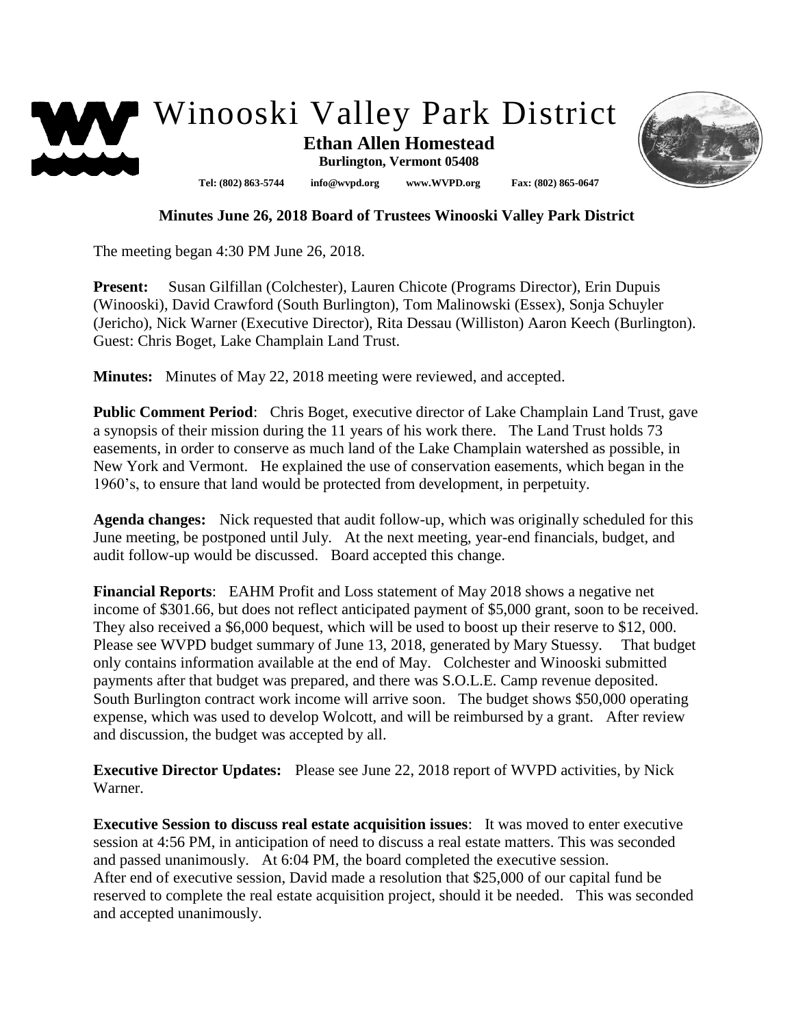# Winooski Valley Park District

**Ethan Allen Homestead**
**Burlington, Vermont 05408**

**Tel: (802) 863-5744 info@wvpd.org www.WVPD.org Fax: (802) 865-0647**

## Minutes June 26, 2018 Board of Trustees Winooski Valley Park District

The meeting began 4:30 PM June 26, 2018.

**Present:** Susan Gilfillan (Colchester), Lauren Chicote (Programs Director), Erin Dupuis (Winooski), David Crawford (South Burlington), Tom Malinowski (Essex), Sonja Schuyler (Jericho), Nick Warner (Executive Director), Rita Dessau (Williston) Aaron Keech (Burlington). Guest: Chris Boget, Lake Champlain Land Trust.

**Minutes:** Minutes of May 22, 2018 meeting were reviewed, and accepted.

**Public Comment Period**: Chris Boget, executive director of Lake Champlain Land Trust, gave a synopsis of their mission during the 11 years of his work there. The Land Trust holds 73 easements, in order to conserve as much land of the Lake Champlain watershed as possible, in New York and Vermont. He explained the use of conservation easements, which began in the 1960's, to ensure that land would be protected from development, in perpetuity.

**Agenda changes:** Nick requested that audit follow-up, which was originally scheduled for this June meeting, be postponed until July. At the next meeting, year-end financials, budget, and audit follow-up would be discussed. Board accepted this change.

**Financial Reports**: EAHM Profit and Loss statement of May 2018 shows a negative net income of $301.66, but does not reflect anticipated payment of $5,000 grant, soon to be received. They also received a $6,000 bequest, which will be used to boost up their reserve to $12, 000. Please see WVPD budget summary of June 13, 2018, generated by Mary Stuessy. That budget only contains information available at the end of May. Colchester and Winooski submitted payments after that budget was prepared, and there was S.O.L.E. Camp revenue deposited. South Burlington contract work income will arrive soon. The budget shows $50,000 operating expense, which was used to develop Wolcott, and will be reimbursed by a grant. After review and discussion, the budget was accepted by all.

**Executive Director Updates:** Please see June 22, 2018 report of WVPD activities, by Nick Warner.

**Executive Session to discuss real estate acquisition issues**: It was moved to enter executive session at 4:56 PM, in anticipation of need to discuss a real estate matters. This was seconded and passed unanimously. At 6:04 PM, the board completed the executive session.
After end of executive session, David made a resolution that $25,000 of our capital fund be reserved to complete the real estate acquisition project, should it be needed. This was seconded and accepted unanimously.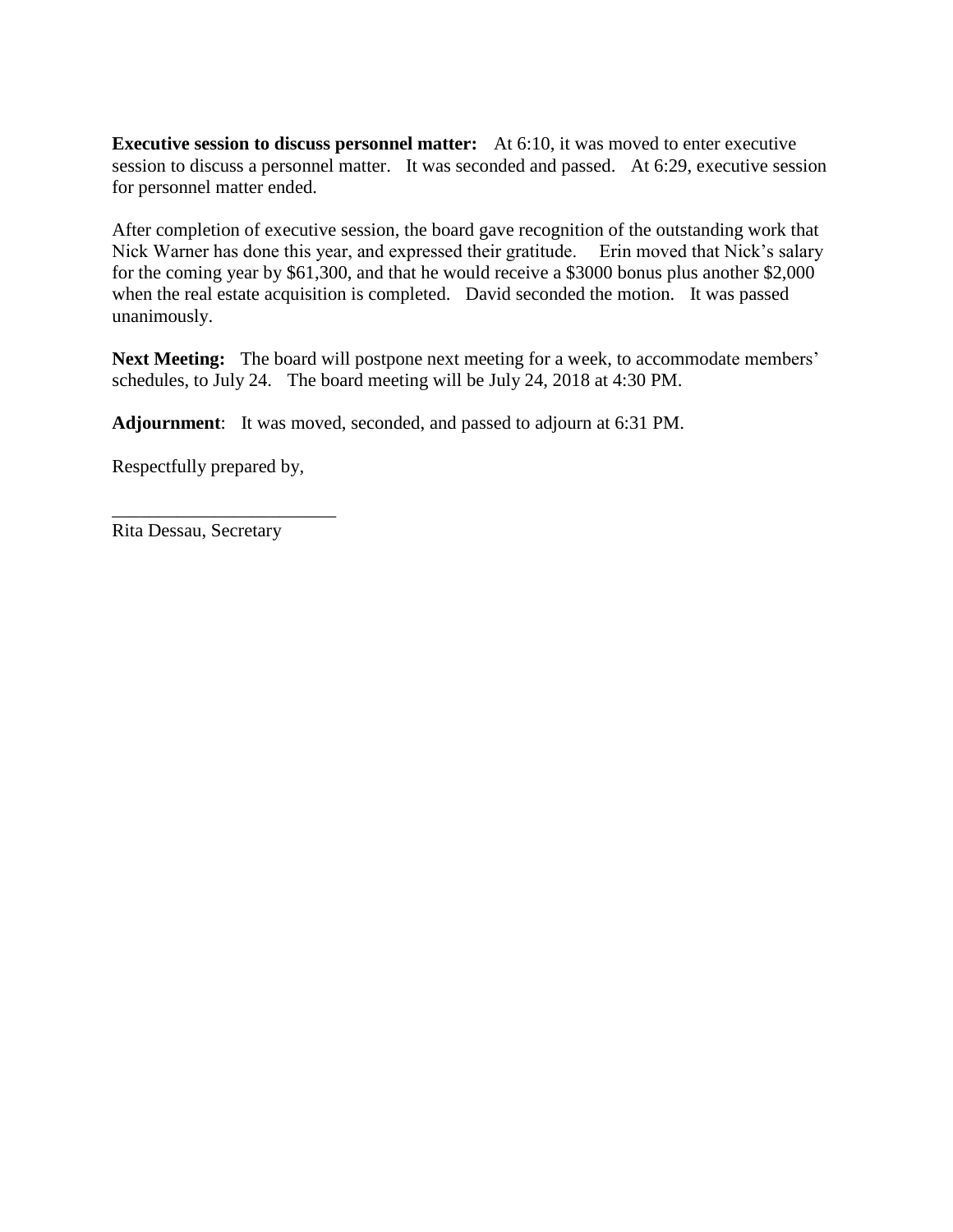**Executive session to discuss personnel matter:** At 6:10, it was moved to enter executive session to discuss a personnel matter. It was seconded and passed. At 6:29, executive session for personnel matter ended.

After completion of executive session, the board gave recognition of the outstanding work that Nick Warner has done this year, and expressed their gratitude. Erin moved that Nick's salary for the coming year by $61,300, and that he would receive a $3000 bonus plus another $2,000 when the real estate acquisition is completed. David seconded the motion. It was passed unanimously.

**Next Meeting:** The board will postpone next meeting for a week, to accommodate members' schedules, to July 24. The board meeting will be July 24, 2018 at 4:30 PM.

**Adjournment**: It was moved, seconded, and passed to adjourn at 6:31 PM.

Respectfully prepared by,

________________________

Rita Dessau, Secretary